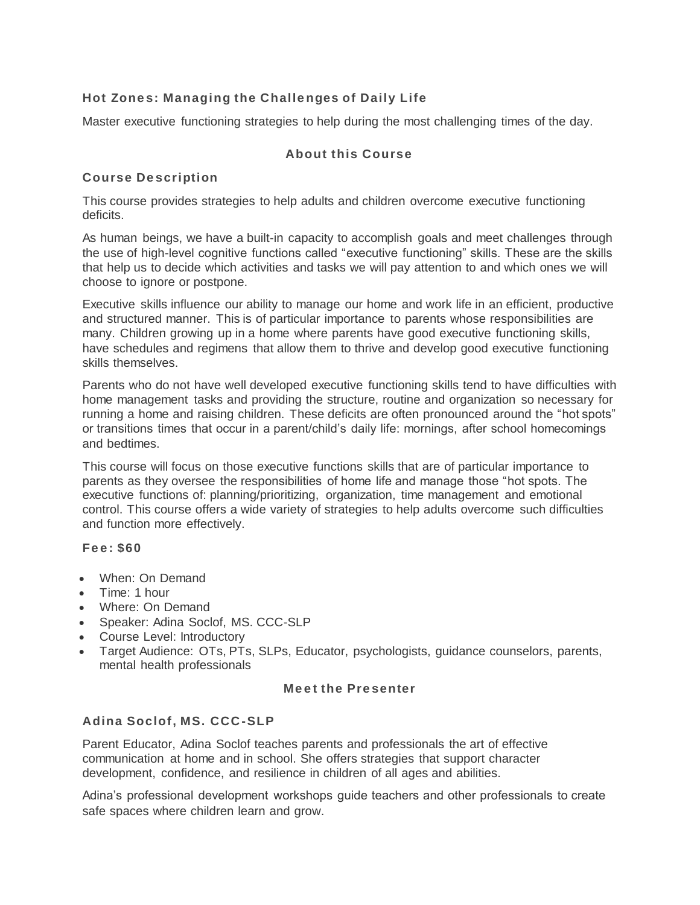### Hot Zones: Managing the Challenges of Daily Life

Master executive functioning strategies to help during the most challenging times of the day.

## About this Course

### Course Description

This course provides strategies to help adults and children overcome executive functioning deficits.

As human beings, we have a built-in capacity to accomplish goals and meet challenges through the use of high-level cognitive functions called "executive functioning" skills. These are the skills that help us to decide which activities and tasks we will pay attention to and which ones we will choose to ignore or postpone.

Executive skills influence our ability to manage our home and work life in an efficient, productive and structured manner. This is of particular importance to parents whose responsibilities are many. Children growing up in a home where parents have good executive functioning skills, have schedules and regimens that allow them to thrive and develop good executive functioning skills themselves.

Parents who do not have well developed executive functioning skills tend to have difficulties with home management tasks and providing the structure, routine and organization so necessary for running a home and raising children. These deficits are often pronounced around the "hot spots" or transitions times that occur in a parent/child's daily life: mornings, after school homecomings and bedtimes.

This course will focus on those executive functions skills that are of particular importance to parents as they oversee the responsibilities of home life and manage those "hot spots. The executive functions of: planning/prioritizing, organization, time management and emotional control. This course offers a wide variety of strategies to help adults overcome such difficulties and function more effectively.

**Fee: $60**

- When: On Demand
- Time: 1 hour
- Where: On Demand
- Speaker: Adina Soclof, MS. CCC-SLP
- Course Level: Introductory
- Target Audience: OTs, PTs, SLPs, Educator, psychologists, guidance counselors, parents, mental health professionals

## Meet the Presenter

### Adina Soclof, MS. CCC-SLP

Parent Educator, Adina Soclof teaches parents and professionals the art of effective communication at home and in school. She offers strategies that support character development, confidence, and resilience in children of all ages and abilities.

Adina's professional development workshops guide teachers and other professionals to create safe spaces where children learn and grow.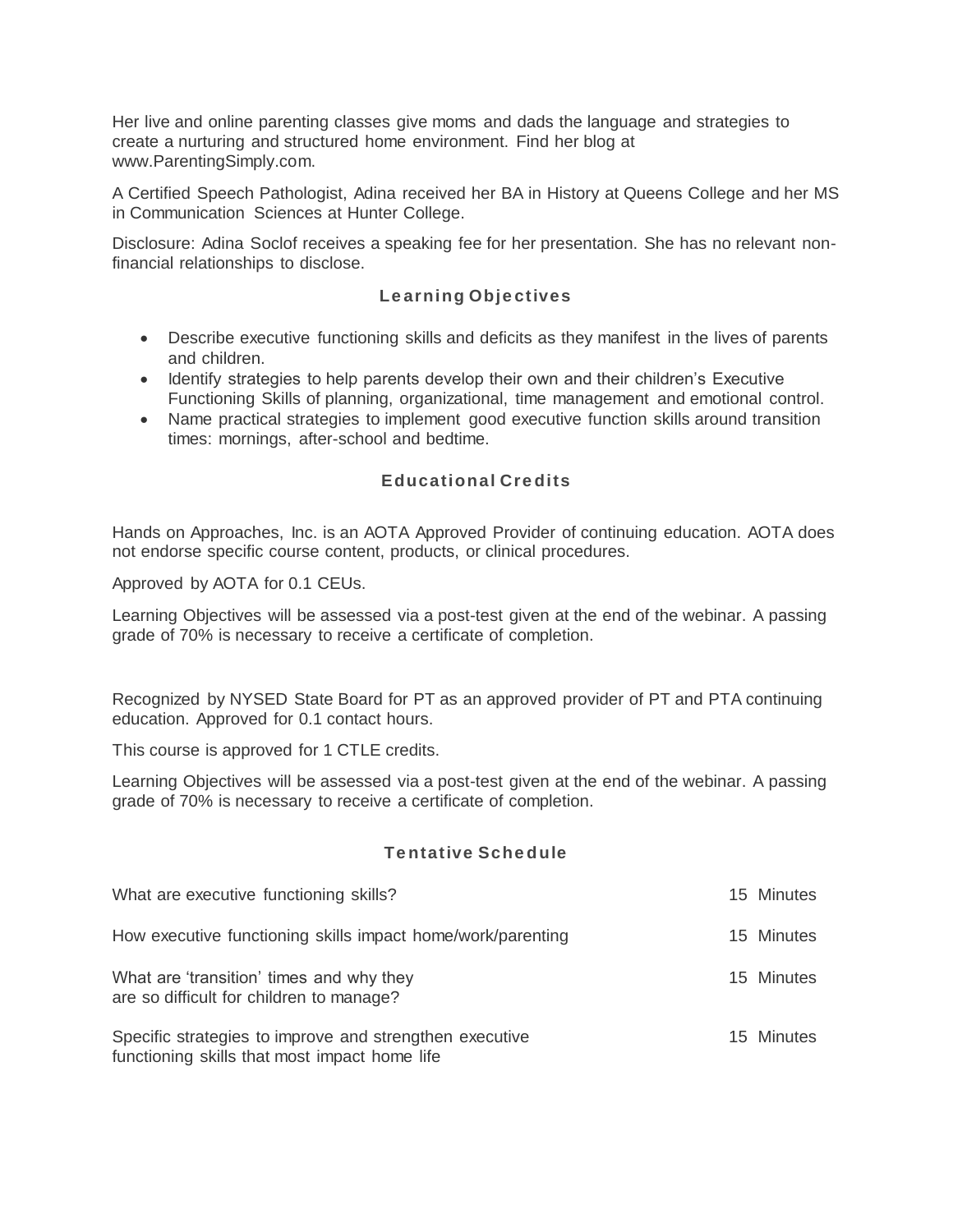Her live and online parenting classes give moms and dads the language and strategies to create a nurturing and structured home environment. Find her blog at www.ParentingSimply.com.

A Certified Speech Pathologist, Adina received her BA in History at Queens College and her MS in Communication Sciences at Hunter College.

Disclosure: Adina Soclof receives a speaking fee for her presentation. She has no relevant non-financial relationships to disclose.

## Learning Objectives

- Describe executive functioning skills and deficits as they manifest in the lives of parents and children.
- Identify strategies to help parents develop their own and their children's Executive Functioning Skills of planning, organizational, time management and emotional control.
- Name practical strategies to implement good executive function skills around transition times: mornings, after-school and bedtime.

## Educational Credits

Hands on Approaches, Inc. is an AOTA Approved Provider of continuing education. AOTA does not endorse specific course content, products, or clinical procedures.

Approved by AOTA for 0.1 CEUs.

Learning Objectives will be assessed via a post-test given at the end of the webinar. A passing grade of 70% is necessary to receive a certificate of completion.

Recognized by NYSED State Board for PT as an approved provider of PT and PTA continuing education. Approved for 0.1 contact hours.

This course is approved for 1 CTLE credits.

Learning Objectives will be assessed via a post-test given at the end of the webinar. A passing grade of 70% is necessary to receive a certificate of completion.

## Tentative Schedule

| | |
|---|---|
| What are executive functioning skills? | 15 Minutes |
| How executive functioning skills impact home/work/parenting | 15 Minutes |
| What are 'transition' times and why they are so difficult for children to manage? | 15 Minutes |
| Specific strategies to improve and strengthen executive functioning skills that most impact home life | 15 Minutes |